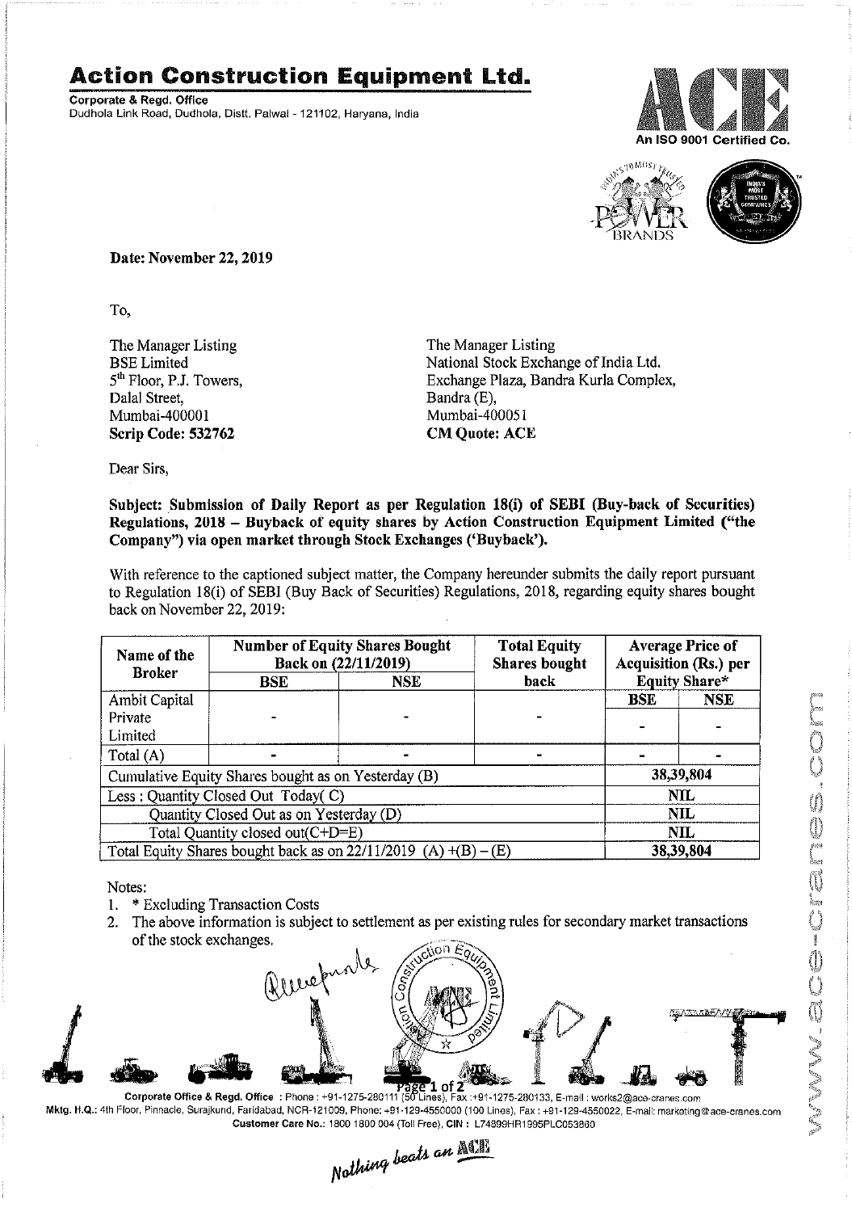# Action Construction Equipment Ltd.

**Corporate & Regd. Office**
Dudhola Link Road, Dudhola, Distt. Palwal - 121102, Haryana, India

An ISO 9001 Certified Co.

**Date: November 22, 2019**

To,

The Manager Listing
BSE Limited
5th Floor, P.J. Towers,
Dalal Street,
Mumbai-400001
**Scrip Code: 532762**

The Manager Listing
National Stock Exchange of India Ltd.
Exchange Plaza, Bandra Kurla Complex,
Bandra (E),
Mumbai-400051
**CM Quote: ACE**

Dear Sirs,

**Subject: Submission of Daily Report as per Regulation 18(i) of SEBI (Buy-back of Securities) Regulations, 2018 – Buyback of equity shares by Action Construction Equipment Limited ("the Company") via open market through Stock Exchanges ('Buyback').**

With reference to the captioned subject matter, the Company hereunder submits the daily report pursuant to Regulation 18(i) of SEBI (Buy Back of Securities) Regulations, 2018, regarding equity shares bought back on November 22, 2019:

| Name of the Broker | Number of Equity Shares Bought Back on (22/11/2019) | | Total Equity Shares bought back | Average Price of Acquisition (Rs.) per Equity Share* | |
|---|---|---|---|---|---|
| | BSE | NSE | | BSE | NSE |
| Ambit Capital Private Limited | - | - | - | - | - |
| Total (A) | - | - | - | - | - |
| Cumulative Equity Shares bought as on Yesterday (B) | | | | 38,39,804 | |
| Less : Quantity Closed Out Today( C) | | | | NIL | |
| Quantity Closed Out as on Yesterday (D) | | | | NIL | |
| Total Quantity closed out(C+D=E) | | | | NIL | |
| Total Equity Shares bought back as on 22/11/2019 (A) +(B) – (E) | | | | 38,39,804 | |

Notes:
1. * Excluding Transaction Costs
2. The above information is subject to settlement as per existing rules for secondary market transactions of the stock exchanges.

**Corporate Office & Regd. Office** : Phone : +91-1275-280111 (50 Lines), Fax : +91-1275-280133, E-mail : works2@ace-cranes.com
**Mktg. H.Q.:** 4th Floor, Pinnacle, Surajkund, Faridabad, NCR-121009, Phone: +91-129-4550000 (100 Lines), Fax : +91-129-4550022, E-mail: marketing@ace-cranes.com
**Customer Care No.:** 1800 1800 004 (Toll Free), **CIN :** L74899HR1995PLC053860

*Nothing beats an ACE*

www.ace-cranes.com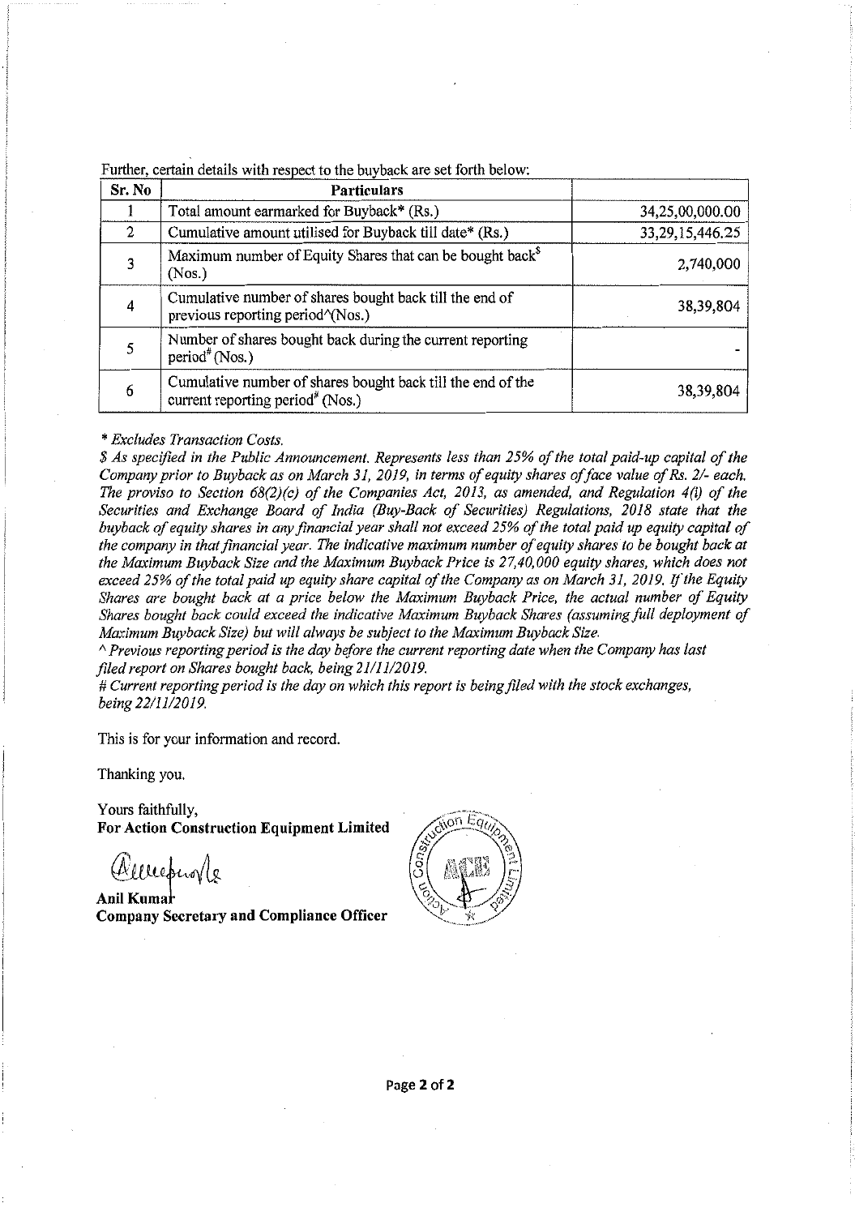Further, certain details with respect to the buyback are set forth below:

| Sr. No | Particulars | |
|---|---|---|
| 1 | Total amount earmarked for Buyback* (Rs.) | 34,25,00,000.00 |
| 2 | Cumulative amount utilised for Buyback till date* (Rs.) | 33,29,15,446.25 |
| 3 | Maximum number of Equity Shares that can be bought back$ (Nos.) | 2,740,000 |
| 4 | Cumulative number of shares bought back till the end of previous reporting period^(Nos.) | 38,39,804 |
| 5 | Number of shares bought back during the current reporting period# (Nos.) | - |
| 6 | Cumulative number of shares bought back till the end of the current reporting period# (Nos.) | 38,39,804 |

*\* Excludes Transaction Costs.*

*$ As specified in the Public Announcement. Represents less than 25% of the total paid-up capital of the Company prior to Buyback as on March 31, 2019, in terms of equity shares of face value of Rs. 2/- each. The proviso to Section 68(2)(c) of the Companies Act, 2013, as amended, and Regulation 4(i) of the Securities and Exchange Board of India (Buy-Back of Securities) Regulations, 2018 state that the buyback of equity shares in any financial year shall not exceed 25% of the total paid up equity capital of the company in that financial year. The indicative maximum number of equity shares to be bought back at the Maximum Buyback Size and the Maximum Buyback Price is 27,40,000 equity shares, which does not exceed 25% of the total paid up equity share capital of the Company as on March 31, 2019. If the Equity Shares are bought back at a price below the Maximum Buyback Price, the actual number of Equity Shares bought back could exceed the indicative Maximum Buyback Shares (assuming full deployment of Maximum Buyback Size) but will always be subject to the Maximum Buyback Size.*

*^ Previous reporting period is the day before the current reporting date when the Company has last filed report on Shares bought back, being 21/11/2019.*

*# Current reporting period is the day on which this report is being filed with the stock exchanges, being 22/11/2019.*

This is for your information and record.

Thanking you.

Yours faithfully,
**For Action Construction Equipment Limited**

**Anil Kumar**
**Company Secretary and Compliance Officer**